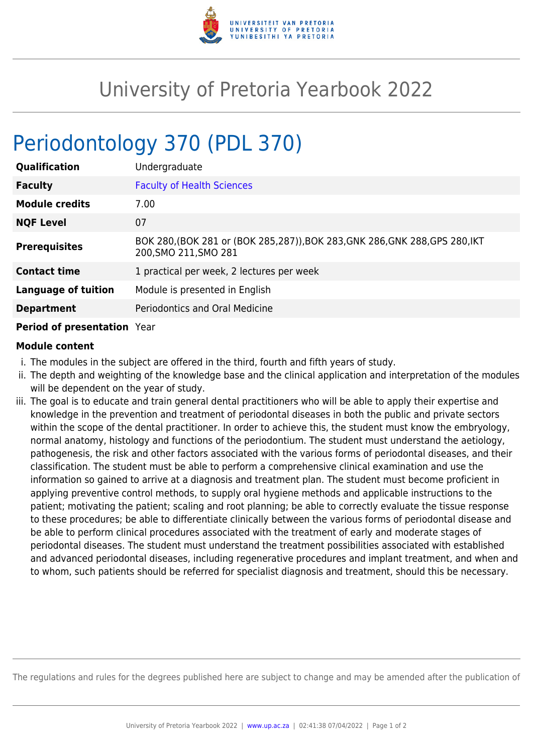# University of Pretoria Yearbook 2022

## Periodontology 370 (PDL 370)

| | |
|---|---|
| **Qualification** | Undergraduate |
| **Faculty** | Faculty of Health Sciences |
| **Module credits** | 7.00 |
| **NQF Level** | 07 |
| **Prerequisites** | BOK 280,(BOK 281 or (BOK 285,287)),BOK 283,GNK 286,GNK 288,GPS 280,IKT 200,SMO 211,SMO 281 |
| **Contact time** | 1 practical per week, 2 lectures per week |
| **Language of tuition** | Module is presented in English |
| **Department** | Periodontics and Oral Medicine |
| **Period of presentation** | Year |

**Module content**

i. The modules in the subject are offered in the third, fourth and fifth years of study.

ii. The depth and weighting of the knowledge base and the clinical application and interpretation of the modules will be dependent on the year of study.

iii. The goal is to educate and train general dental practitioners who will be able to apply their expertise and knowledge in the prevention and treatment of periodontal diseases in both the public and private sectors within the scope of the dental practitioner. In order to achieve this, the student must know the embryology, normal anatomy, histology and functions of the periodontium. The student must understand the aetiology, pathogenesis, the risk and other factors associated with the various forms of periodontal diseases, and their classification. The student must be able to perform a comprehensive clinical examination and use the information so gained to arrive at a diagnosis and treatment plan. The student must become proficient in applying preventive control methods, to supply oral hygiene methods and applicable instructions to the patient; motivating the patient; scaling and root planning; be able to correctly evaluate the tissue response to these procedures; be able to differentiate clinically between the various forms of periodontal disease and be able to perform clinical procedures associated with the treatment of early and moderate stages of periodontal diseases. The student must understand the treatment possibilities associated with established and advanced periodontal diseases, including regenerative procedures and implant treatment, and when and to whom, such patients should be referred for specialist diagnosis and treatment, should this be necessary.

The regulations and rules for the degrees published here are subject to change and may be amended after the publication of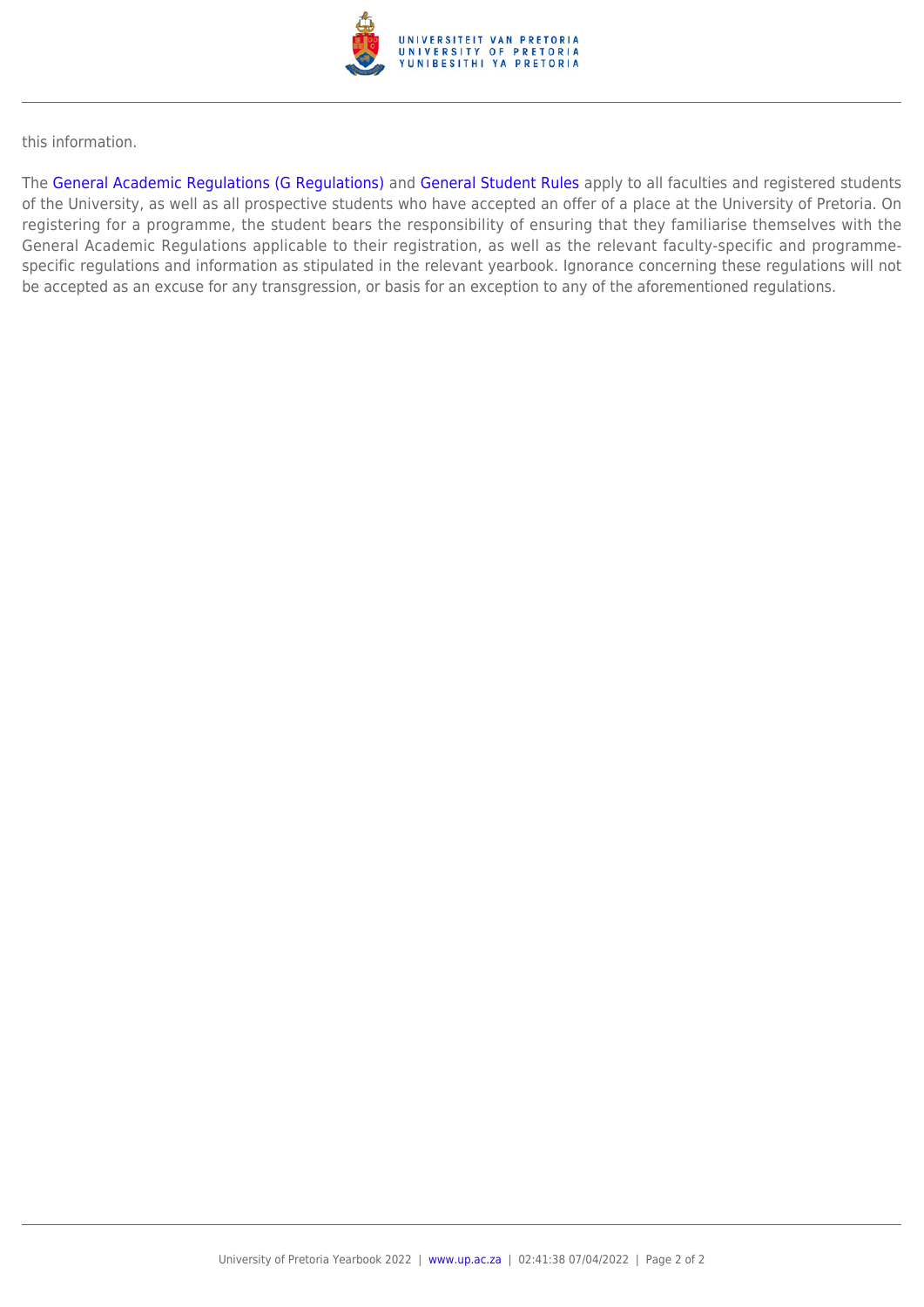this information.

The General Academic Regulations (G Regulations) and General Student Rules apply to all faculties and registered students of the University, as well as all prospective students who have accepted an offer of a place at the University of Pretoria. On registering for a programme, the student bears the responsibility of ensuring that they familiarise themselves with the General Academic Regulations applicable to their registration, as well as the relevant faculty-specific and programme-specific regulations and information as stipulated in the relevant yearbook. Ignorance concerning these regulations will not be accepted as an excuse for any transgression, or basis for an exception to any of the aforementioned regulations.